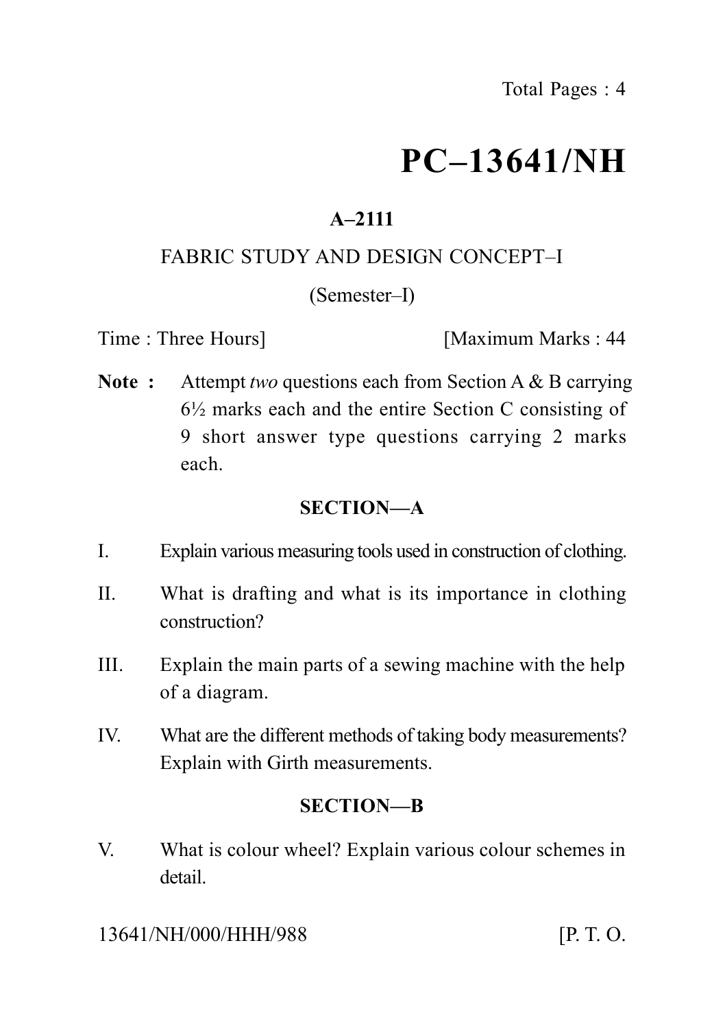# PC–13641/NH

**A–2111**

FABRIC STUDY AND DESIGN CONCEPT–I

(Semester–I)

Time : Three Hours] [Maximum Marks : 44

**Note :** Attempt *two* questions each from Section A & B carrying 6½ marks each and the entire Section C consisting of 9 short answer type questions carrying 2 marks each.

## SECTION—A

I. Explain various measuring tools used in construction of clothing.

II. What is drafting and what is its importance in clothing construction?

III. Explain the main parts of a sewing machine with the help of a diagram.

IV. What are the different methods of taking body measurements? Explain with Girth measurements.

## SECTION—B

V. What is colour wheel? Explain various colour schemes in detail.

13641/NH/000/HHH/988 [P. T. O.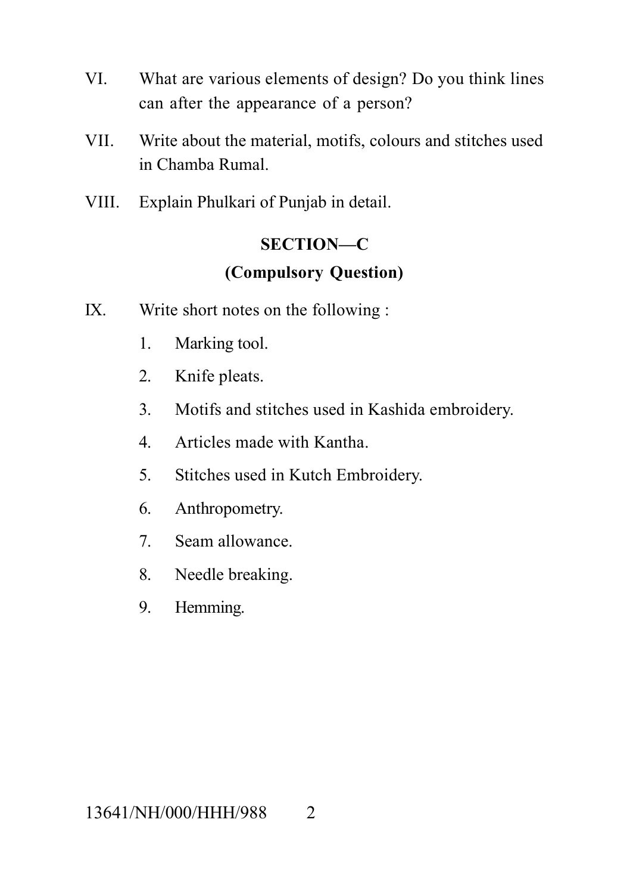VI. What are various elements of design? Do you think lines can after the appearance of a person?

VII. Write about the material, motifs, colours and stitches used in Chamba Rumal.

VIII. Explain Phulkari of Punjab in detail.

## SECTION—C

### (Compulsory Question)

IX. Write short notes on the following :

1. Marking tool.
2. Knife pleats.
3. Motifs and stitches used in Kashida embroidery.
4. Articles made with Kantha.
5. Stitches used in Kutch Embroidery.
6. Anthropometry.
7. Seam allowance.
8. Needle breaking.
9. Hemming.

13641/NH/000/HHH/988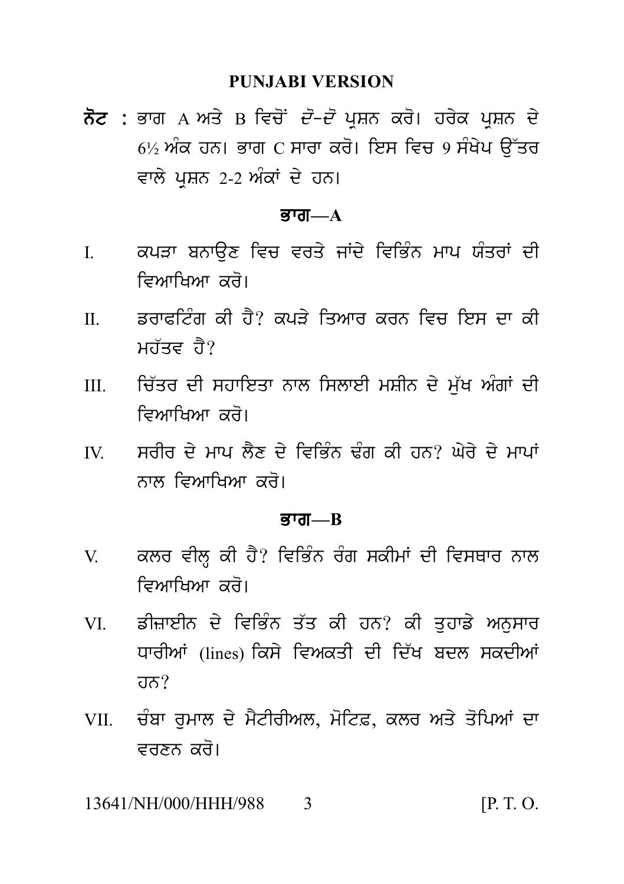## PUNJABI VERSION

**ਨੋਟ** : ਭਾਗ A ਅਤੇ B ਵਿਚੋਂ ਦੋ-ਦੋ ਪ੍ਰਸ਼ਨ ਕਰੋ। ਹਰੇਕ ਪ੍ਰਸ਼ਨ ਦੇ 6½ ਅੰਕ ਹਨ। ਭਾਗ C ਸਾਰਾ ਕਰੋ। ਇਸ ਵਿਚ 9 ਸੰਖੇਪ ਉੱਤਰ ਵਾਲੇ ਪ੍ਰਸ਼ਨ 2-2 ਅੰਕਾਂ ਦੇ ਹਨ।

### ਭਾਗ—A

I. ਕਪੜਾ ਬਨਾਉਣ ਵਿਚ ਵਰਤੇ ਜਾਂਦੇ ਵਿਭਿੰਨ ਮਾਪ ਯੰਤਰਾਂ ਦੀ ਵਿਆਖਿਆ ਕਰੋ।

II. ਡਰਾਫਟਿੰਗ ਕੀ ਹੈ? ਕਪੜੇ ਤਿਆਰ ਕਰਨ ਵਿਚ ਇਸ ਦਾ ਕੀ ਮਹੱਤਵ ਹੈ?

III. ਚਿੱਤਰ ਦੀ ਸਹਾਇਤਾ ਨਾਲ ਸਿਲਾਈ ਮਸ਼ੀਨ ਦੇ ਮੁੱਖ ਅੰਗਾਂ ਦੀ ਵਿਆਖਿਆ ਕਰੋ।

IV. ਸਰੀਰ ਦੇ ਮਾਪ ਲੈਣ ਦੇ ਵਿਭਿੰਨ ਢੰਗ ਕੀ ਹਨ? ਘੇਰੇ ਦੇ ਮਾਪਾਂ ਨਾਲ ਵਿਆਖਿਆ ਕਰੋ।

### ਭਾਗ—B

V. ਕਲਰ ਵੀਲ੍ਹ ਕੀ ਹੈ? ਵਿਭਿੰਨ ਰੰਗ ਸਕੀਮਾਂ ਦੀ ਵਿਸਥਾਰ ਨਾਲ ਵਿਆਖਿਆ ਕਰੋ।

VI. ਡੀਜ਼ਾਈਨ ਦੇ ਵਿਭਿੰਨ ਤੱਤ ਕੀ ਹਨ? ਕੀ ਤੁਹਾਡੇ ਅਨੁਸਾਰ ਧਾਰੀਆਂ (lines) ਕਿਸੇ ਵਿਅਕਤੀ ਦੀ ਦਿੱਖ ਬਦਲ ਸਕਦੀਆਂ ਹਨ?

VII. ਚੰਬਾ ਰੁਮਾਲ ਦੇ ਮੈਟੀਰੀਅਲ, ਮੋਟਿਫ਼, ਕਲਰ ਅਤੇ ਤੋਪਿਆਂ ਦਾ ਵਰਣਨ ਕਰੋ।

13641/NH/000/HHH/988 [P. T. O.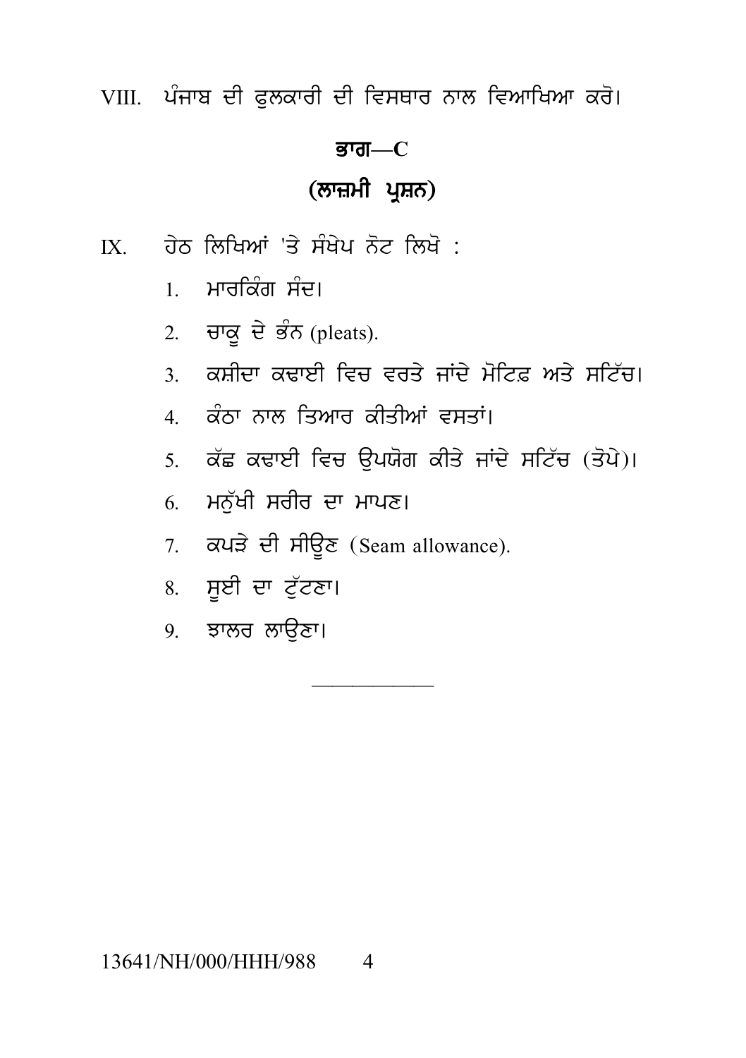VIII. ਪੰਜਾਬ ਦੀ ਫੁਲਕਾਰੀ ਦੀ ਵਿਸਥਾਰ ਨਾਲ ਵਿਆਖਿਆ ਕਰੋ।

## ਭਾਗ—C

## (ਲਾਜ਼ਮੀ ਪ੍ਰਸ਼ਨ)

IX. ਹੇਠ ਲਿਖਿਆਂ 'ਤੇ ਸੰਖੇਪ ਨੋਟ ਲਿਖੋ :

1. ਮਾਰਕਿੰਗ ਸੰਦ।
2. ਚਾਕੂ ਦੇ ਭੰਨ (pleats).
3. ਕਸ਼ੀਦਾ ਕਢਾਈ ਵਿਚ ਵਰਤੇ ਜਾਂਦੇ ਮੋਟਿਫ਼ ਅਤੇ ਸਟਿੱਚ।
4. ਕੰਠਾ ਨਾਲ ਤਿਆਰ ਕੀਤੀਆਂ ਵਸਤਾਂ।
5. ਕੱਛ ਕਢਾਈ ਵਿਚ ਉਪਯੋਗ ਕੀਤੇ ਜਾਂਦੇ ਸਟਿੱਚ (ਤੋਪੇ)।
6. ਮਨੁੱਖੀ ਸਰੀਰ ਦਾ ਮਾਪਣ।
7. ਕਪੜੇ ਦੀ ਸੀਊਣ (Seam allowance).
8. ਸੂਈ ਦਾ ਟੁੱਟਣਾ।
9. ਝਾਲਰ ਲਾਉਣਾ।

---

13641/NH/000/HHH/988